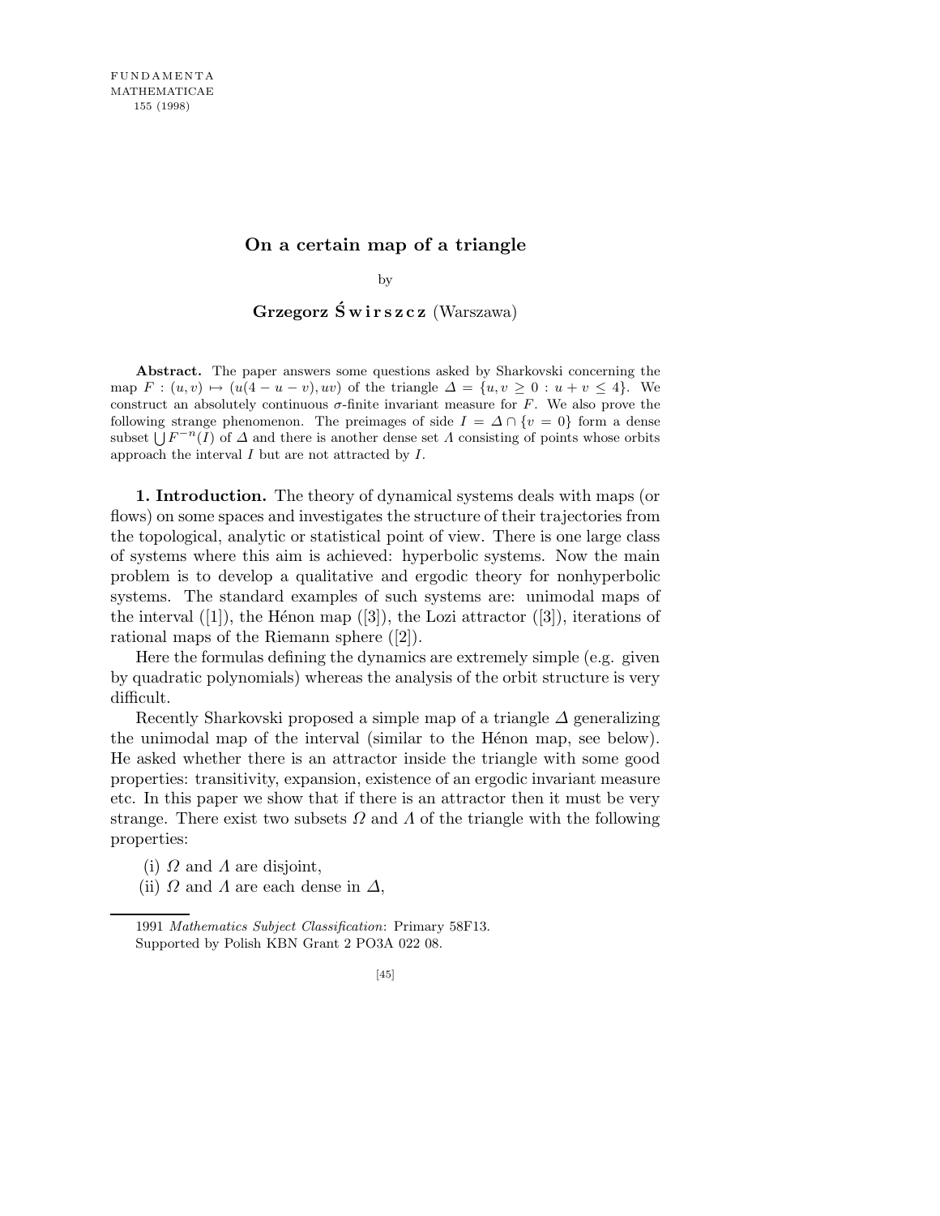# On a certain map of a triangle

by

**Grzegorz Świrszcz** (Warszawa)

**Abstract.** The paper answers some questions asked by Sharkovski concerning the map $F : (u, v) \mapsto (u(4 - u - v), uv)$ of the triangle $\Delta = \{u, v \geq 0 : u + v \leq 4\}$. We construct an absolutely continuous $\sigma$-finite invariant measure for $F$. We also prove the following strange phenomenon. The preimages of side $I = \Delta \cap \{v = 0\}$ form a dense subset $\bigcup F^{-n}(I)$ of $\Delta$ and there is another dense set $\Lambda$ consisting of points whose orbits approach the interval $I$ but are not attracted by $I$.

**1. Introduction.** The theory of dynamical systems deals with maps (or flows) on some spaces and investigates the structure of their trajectories from the topological, analytic or statistical point of view. There is one large class of systems where this aim is achieved: hyperbolic systems. Now the main problem is to develop a qualitative and ergodic theory for nonhyperbolic systems. The standard examples of such systems are: unimodal maps of the interval ([1]), the Hénon map ([3]), the Lozi attractor ([3]), iterations of rational maps of the Riemann sphere ([2]).

Here the formulas defining the dynamics are extremely simple (e.g. given by quadratic polynomials) whereas the analysis of the orbit structure is very difficult.

Recently Sharkovski proposed a simple map of a triangle $\Delta$ generalizing the unimodal map of the interval (similar to the Hénon map, see below). He asked whether there is an attractor inside the triangle with some good properties: transitivity, expansion, existence of an ergodic invariant measure etc. In this paper we show that if there is an attractor then it must be very strange. There exist two subsets $\Omega$ and $\Lambda$ of the triangle with the following properties:

(i) $\Omega$ and $\Lambda$ are disjoint,

(ii) $\Omega$ and $\Lambda$ are each dense in $\Delta$,

1991 *Mathematics Subject Classification*: Primary 58F13.

Supported by Polish KBN Grant 2 PO3A 022 08.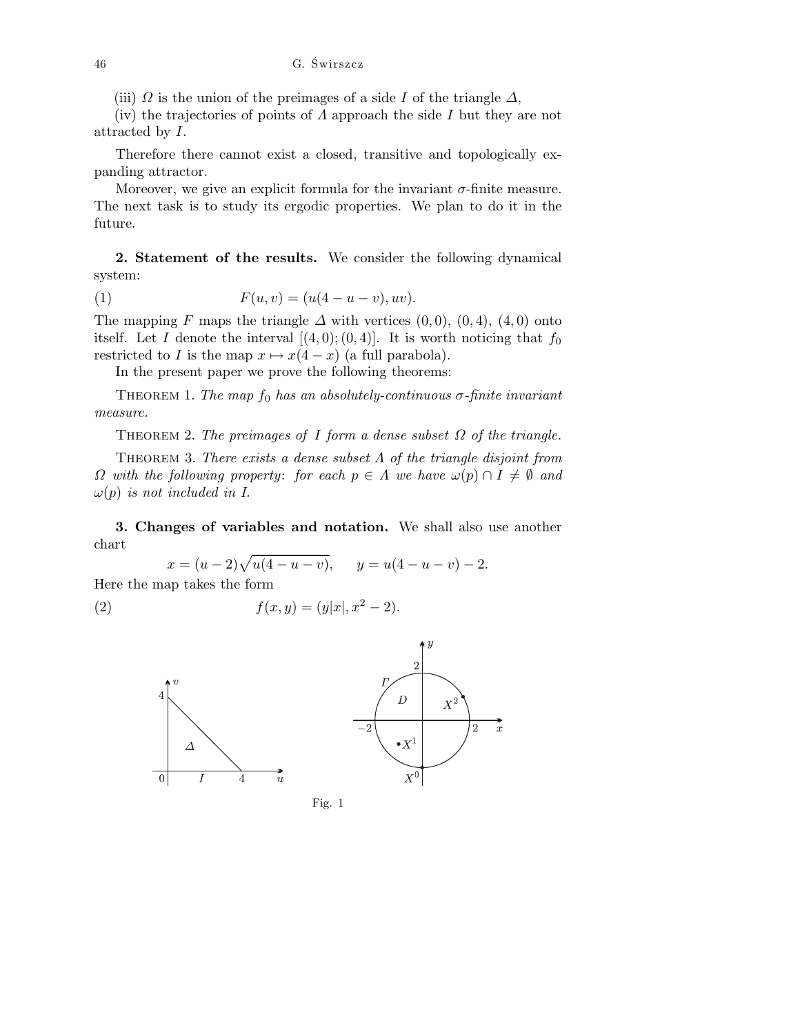(iii) $\Omega$ is the union of the preimages of a side $I$ of the triangle $\Delta$,

(iv) the trajectories of points of $\Lambda$ approach the side $I$ but they are not attracted by $I$.

Therefore there cannot exist a closed, transitive and topologically expanding attractor.

Moreover, we give an explicit formula for the invariant $\sigma$-finite measure. The next task is to study its ergodic properties. We plan to do it in the future.

**2. Statement of the results.** We consider the following dynamical system:

$$F(u,v) = (u(4-u-v), uv). \tag{1}$$

The mapping $F$ maps the triangle $\Delta$ with vertices $(0,0)$, $(0,4)$, $(4,0)$ onto itself. Let $I$ denote the interval $[(4,0);(0,4)]$. It is worth noticing that $f_0$ restricted to $I$ is the map $x \mapsto x(4-x)$ (a full parabola).

In the present paper we prove the following theorems:

THEOREM 1. *The map $f_0$ has an absolutely-continuous $\sigma$-finite invariant measure.*

THEOREM 2. *The preimages of $I$ form a dense subset $\Omega$ of the triangle.*

THEOREM 3. *There exists a dense subset $\Lambda$ of the triangle disjoint from $\Omega$ with the following property*: *for each $p \in \Lambda$ we have $\omega(p) \cap I \neq \emptyset$ and $\omega(p)$ is not included in $I$.*

**3. Changes of variables and notation.** We shall also use another chart

$$x = (u-2)\sqrt{u(4-u-v)}, \qquad y = u(4-u-v) - 2.$$

Here the map takes the form

$$f(x,y) = (y|x|, x^2 - 2). \tag{2}$$

Fig. 1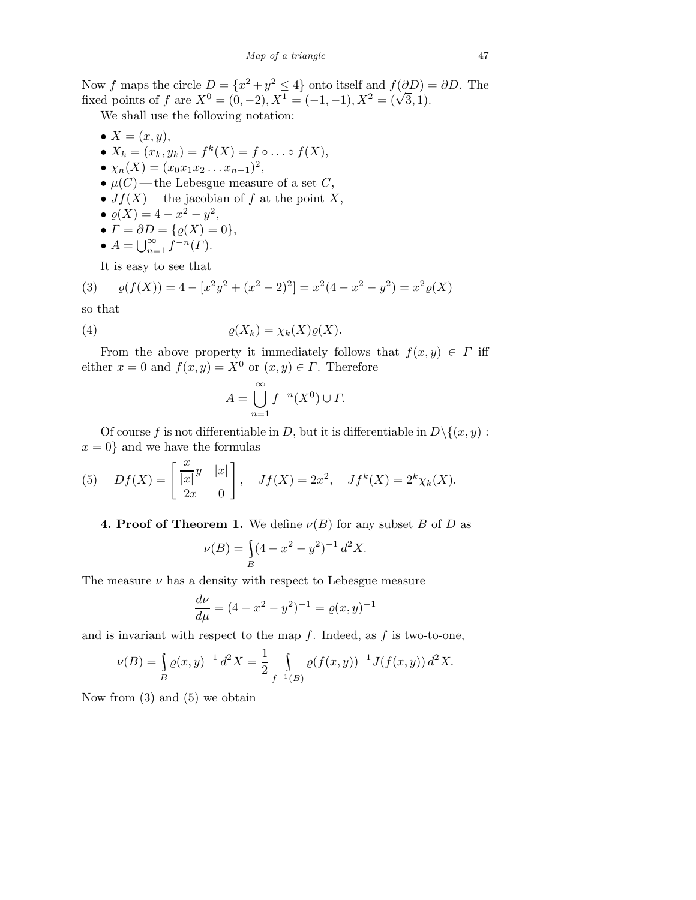Now $f$ maps the circle $D = \{x^2 + y^2 \leq 4\}$ onto itself and $f(\partial D) = \partial D$. The fixed points of $f$ are $X^0 = (0, -2), X^1 = (-1, -1), X^2 = (\sqrt{3}, 1)$.

We shall use the following notation:

- $X = (x, y)$,
- $X_k = (x_k, y_k) = f^k(X) = f \circ \ldots \circ f(X)$,
- $\chi_n(X) = (x_0 x_1 x_2 \ldots x_{n-1})^2$,
- $\mu(C)$ — the Lebesgue measure of a set $C$,
- $Jf(X)$ — the jacobian of $f$ at the point $X$,
- $\varrho(X) = 4 - x^2 - y^2$,
- $\Gamma = \partial D = \{\varrho(X) = 0\}$,
- $A = \bigcup_{n=1}^{\infty} f^{-n}(\Gamma)$.

It is easy to see that

$$\varrho(f(X)) = 4 - [x^2 y^2 + (x^2 - 2)^2] = x^2(4 - x^2 - y^2) = x^2 \varrho(X) \tag{3}$$

so that

$$\varrho(X_k) = \chi_k(X) \varrho(X). \tag{4}$$

From the above property it immediately follows that $f(x, y) \in \Gamma$ iff either $x = 0$ and $f(x, y) = X^0$ or $(x, y) \in \Gamma$. Therefore

$$A = \bigcup_{n=1}^{\infty} f^{-n}(X^0) \cup \Gamma.$$

Of course $f$ is not differentiable in $D$, but it is differentiable in $D \setminus \{(x, y) : x = 0\}$ and we have the formulas

$$Df(X) = \begin{bmatrix} \frac{x}{|x|} y & |x| \\ 2x & 0 \end{bmatrix}, \quad Jf(X) = 2x^2, \quad Jf^k(X) = 2^k \chi_k(X). \tag{5}$$

**4. Proof of Theorem 1.** We define $\nu(B)$ for any subset $B$ of $D$ as

$$\nu(B) = \int_B (4 - x^2 - y^2)^{-1} \, d^2X.$$

The measure $\nu$ has a density with respect to Lebesgue measure

$$\frac{d\nu}{d\mu} = (4 - x^2 - y^2)^{-1} = \varrho(x, y)^{-1}$$

and is invariant with respect to the map $f$. Indeed, as $f$ is two-to-one,

$$\nu(B) = \int_B \varrho(x, y)^{-1} \, d^2X = \frac{1}{2} \int_{f^{-1}(B)} \varrho(f(x, y))^{-1} J(f(x, y)) \, d^2X.$$

Now from (3) and (5) we obtain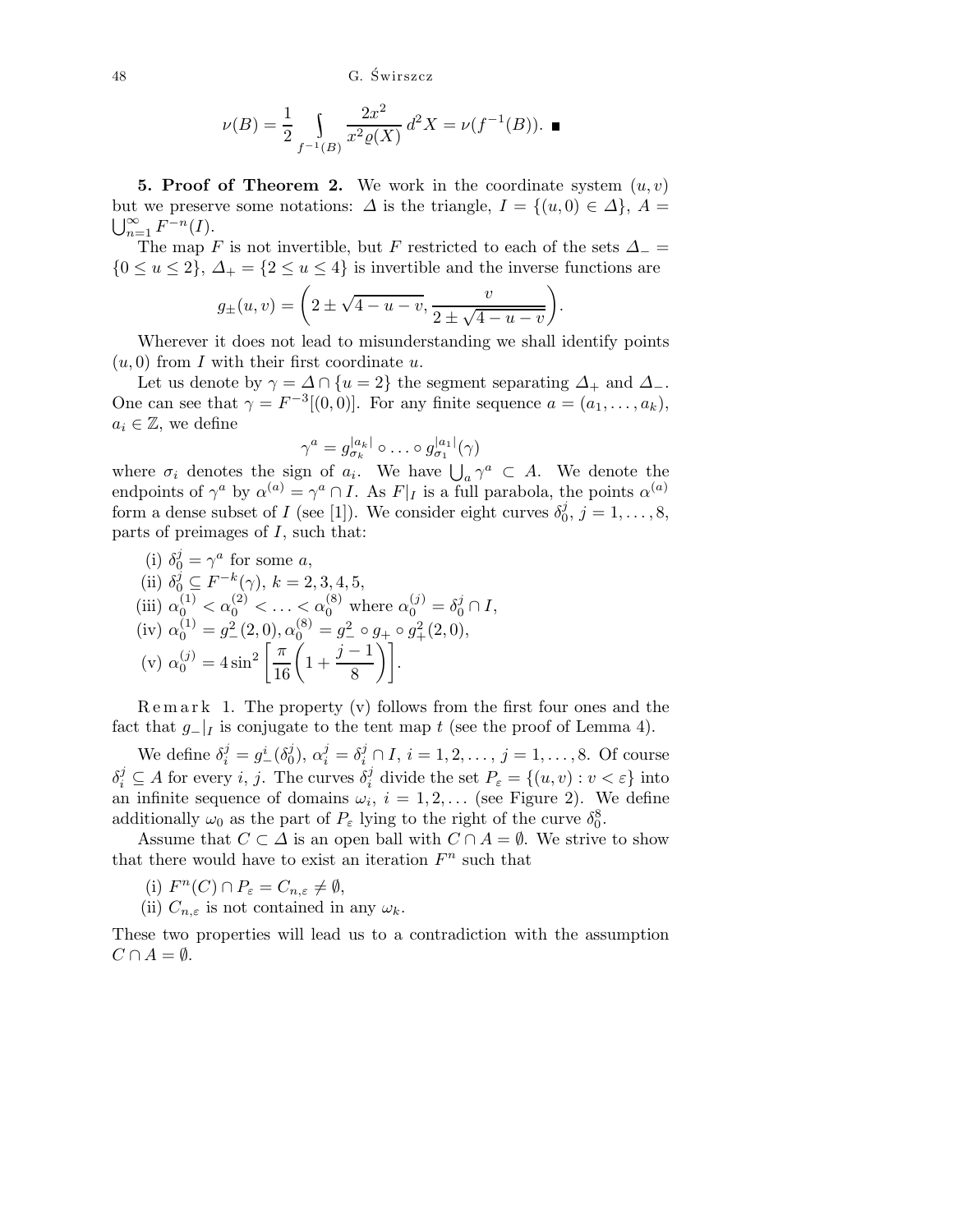$$\nu(B) = \frac{1}{2} \int\limits_{f^{-1}(B)} \frac{2x^2}{x^2 \varrho(X)}\, d^2 X = \nu(f^{-1}(B)). \ \blacksquare$$

**5. Proof of Theorem 2.** We work in the coordinate system $(u,v)$ but we preserve some notations: $\Delta$ is the triangle, $I = \{(u,0) \in \Delta\}$, $A = \bigcup_{n=1}^{\infty} F^{-n}(I)$.

The map $F$ is not invertible, but $F$ restricted to each of the sets $\Delta_- = \{0 \le u \le 2\}$, $\Delta_+ = \{2 \le u \le 4\}$ is invertible and the inverse functions are

$$g_{\pm}(u,v) = \left(2 \pm \sqrt{4-u-v}, \frac{v}{2 \pm \sqrt{4-u-v}}\right).$$

Wherever it does not lead to misunderstanding we shall identify points $(u,0)$ from $I$ with their first coordinate $u$.

Let us denote by $\gamma = \Delta \cap \{u = 2\}$ the segment separating $\Delta_+$ and $\Delta_-$. One can see that $\gamma = F^{-3}[(0,0)]$. For any finite sequence $a = (a_1, \ldots, a_k)$, $a_i \in \mathbb{Z}$, we define

$$\gamma^a = g_{\sigma_k}^{|a_k|} \circ \ldots \circ g_{\sigma_1}^{|a_1|}(\gamma)$$

where $\sigma_i$ denotes the sign of $a_i$. We have $\bigcup_a \gamma^a \subset A$. We denote the endpoints of $\gamma^a$ by $\alpha^{(a)} = \gamma^a \cap I$. As $F|_I$ is a full parabola, the points $\alpha^{(a)}$ form a dense subset of $I$ (see [1]). We consider eight curves $\delta_0^j$, $j = 1, \ldots, 8$, parts of preimages of $I$, such that:

(i) $\delta_0^j = \gamma^a$ for some $a$,

(ii) $\delta_0^j \subseteq F^{-k}(\gamma)$, $k = 2,3,4,5$,

(iii) $\alpha_0^{(1)} < \alpha_0^{(2)} < \ldots < \alpha_0^{(8)}$ where $\alpha_0^{(j)} = \delta_0^j \cap I$,

(iv) $\alpha_0^{(1)} = g_-^2(2,0), \alpha_0^{(8)} = g_-^2 \circ g_+ \circ g_+^2(2,0)$,

(v) $\alpha_0^{(j)} = 4\sin^2\left[\frac{\pi}{16}\left(1 + \frac{j-1}{8}\right)\right]$.

Remark 1. The property (v) follows from the first four ones and the fact that $g_-|_I$ is conjugate to the tent map $t$ (see the proof of Lemma 4).

We define $\delta_i^j = g_-^i(\delta_0^j)$, $\alpha_i^j = \delta_i^j \cap I$, $i = 1, 2, \ldots$, $j = 1, \ldots, 8$. Of course $\delta_i^j \subseteq A$ for every $i,j$. The curves $\delta_i^j$ divide the set $P_\varepsilon = \{(u,v) : v < \varepsilon\}$ into an infinite sequence of domains $\omega_i$, $i = 1, 2, \ldots$ (see Figure 2). We define additionally $\omega_0$ as the part of $P_\varepsilon$ lying to the right of the curve $\delta_0^8$.

Assume that $C \subset \Delta$ is an open ball with $C \cap A = \emptyset$. We strive to show that there would have to exist an iteration $F^n$ such that

(i) $F^n(C) \cap P_\varepsilon = C_{n,\varepsilon} \ne \emptyset$,

(ii) $C_{n,\varepsilon}$ is not contained in any $\omega_k$.

These two properties will lead us to a contradiction with the assumption $C \cap A = \emptyset$.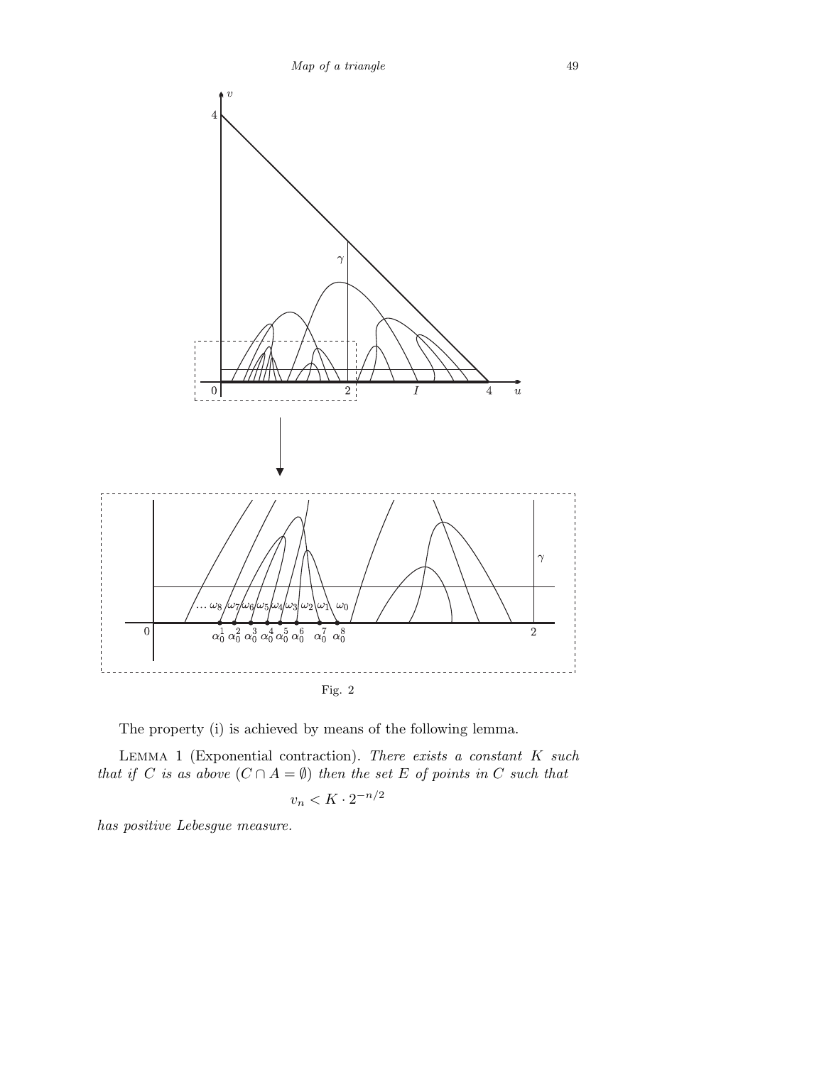Fig. 2

The property (i) is achieved by means of the following lemma.

Lemma 1 (Exponential contraction). *There exists a constant $K$ such that if $C$ is as above ($C \cap A = \emptyset$) then the set $E$ of points in $C$ such that*

$$v_n < K \cdot 2^{-n/2}$$

*has positive Lebesgue measure.*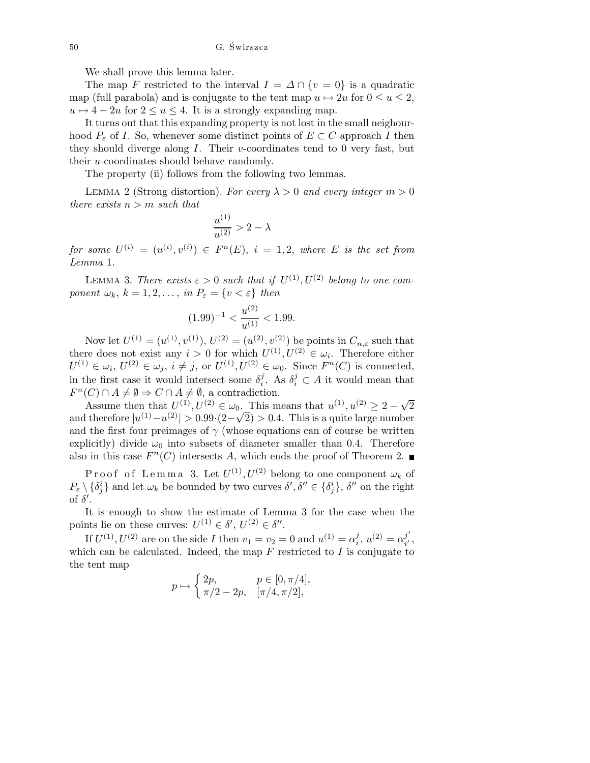We shall prove this lemma later.

The map $F$ restricted to the interval $I = \Delta \cap \{v = 0\}$ is a quadratic map (full parabola) and is conjugate to the tent map $u \mapsto 2u$ for $0 \le u \le 2$, $u \mapsto 4 - 2u$ for $2 \le u \le 4$. It is a strongly expanding map.

It turns out that this expanding property is not lost in the small neighourhood $P_\varepsilon$ of $I$. So, whenever some distinct points of $E \subset C$ approach $I$ then they should diverge along $I$. Their $v$-coordinates tend to 0 very fast, but their $u$-coordinates should behave randomly.

The property (ii) follows from the following two lemmas.

Lemma 2 (Strong distortion). *For every $\lambda > 0$ and every integer $m > 0$ there exists $n > m$ such that*

$$\frac{u^{(1)}}{u^{(2)}} > 2 - \lambda$$

*for some $U^{(i)} = (u^{(i)}, v^{(i)}) \in F^n(E)$, $i = 1, 2$, where $E$ is the set from Lemma 1.*

Lemma 3. *There exists $\varepsilon > 0$ such that if $U^{(1)}, U^{(2)}$ belong to one component $\omega_k$, $k = 1, 2, \ldots$, in $P_\varepsilon = \{v < \varepsilon\}$ then*

$$(1.99)^{-1} < \frac{u^{(2)}}{u^{(1)}} < 1.99.$$

Now let $U^{(1)} = (u^{(1)}, v^{(1)})$, $U^{(2)} = (u^{(2)}, v^{(2)})$ be points in $C_{n,\varepsilon}$ such that there does not exist any $i > 0$ for which $U^{(1)}, U^{(2)} \in \omega_i$. Therefore either $U^{(1)} \in \omega_i$, $U^{(2)} \in \omega_j$, $i \ne j$, or $U^{(1)}, U^{(2)} \in \omega_0$. Since $F^n(C)$ is connected, in the first case it would intersect some $\delta_i^j$. As $\delta_i^j \subset A$ it would mean that $F^n(C) \cap A \ne \emptyset \Rightarrow C \cap A \ne \emptyset$, a contradiction.

Assume then that $U^{(1)}, U^{(2)} \in \omega_0$. This means that $u^{(1)}, u^{(2)} \ge 2 - \sqrt{2}$ and therefore $|u^{(1)} - u^{(2)}| > 0.99 \cdot (2 - \sqrt{2}) > 0.4$. This is a quite large number and the first four preimages of $\gamma$ (whose equations can of course be written explicitly) divide $\omega_0$ into subsets of diameter smaller than 0.4. Therefore also in this case $F^n(C)$ intersects $A$, which ends the proof of Theorem 2. ∎

Proof of Lemma 3. Let $U^{(1)}, U^{(2)}$ belong to one component $\omega_k$ of $P_\varepsilon \setminus \{\delta_j^i\}$ and let $\omega_k$ be bounded by two curves $\delta', \delta'' \in \{\delta_j^i\}$, $\delta''$ on the right of $\delta'$.

It is enough to show the estimate of Lemma 3 for the case when the points lie on these curves: $U^{(1)} \in \delta'$, $U^{(2)} \in \delta''$.

If $U^{(1)}, U^{(2)}$ are on the side $I$ then $v_1 = v_2 = 0$ and $u^{(1)} = \alpha_i^j$, $u^{(2)} = \alpha_{i'}^{j'}$, which can be calculated. Indeed, the map $F$ restricted to $I$ is conjugate to the tent map

$$p \mapsto \begin{cases} 2p, & p \in [0, \pi/4], \\ \pi/2 - 2p, & [\pi/4, \pi/2], \end{cases}$$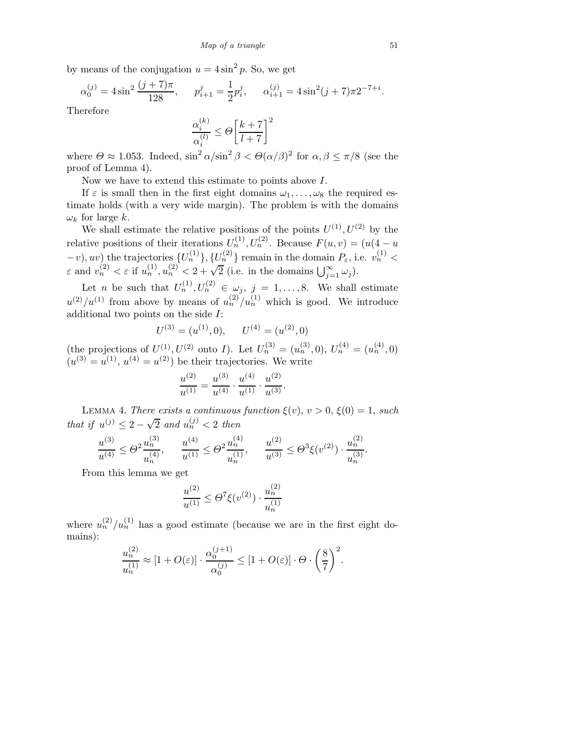by means of the conjugation $u = 4\sin^2 p$. So, we get

$$\alpha_0^{(j)} = 4\sin^2 \frac{(j+7)\pi}{128}, \qquad p_{i+1}^j = \frac{1}{2}p_i^j, \qquad \alpha_{i+1}^{(j)} = 4\sin^2(j+7)\pi 2^{-7+i}.$$

Therefore

$$\frac{\alpha_i^{(k)}}{\alpha_i^{(l)}} \le \Theta\left[\frac{k+7}{l+7}\right]^2$$

where $\Theta \approx 1.053$. Indeed, $\sin^2\alpha/\sin^2\beta < \Theta(\alpha/\beta)^2$ for $\alpha, \beta \le \pi/8$ (see the proof of Lemma 4).

Now we have to extend this estimate to points above $I$.

If $\varepsilon$ is small then in the first eight domains $\omega_1, \ldots, \omega_8$ the required estimate holds (with a very wide margin). The problem is with the domains $\omega_k$ for large $k$.

We shall estimate the relative positions of the points $U^{(1)}, U^{(2)}$ by the relative positions of their iterations $U_n^{(1)}, U_n^{(2)}$. Because $F(u,v) = (u(4-u-v), uv)$ the trajectories $\{U_n^{(1)}\}, \{U_n^{(2)}\}$ remain in the domain $P_\varepsilon$, i.e. $v_n^{(1)} < \varepsilon$ and $v_n^{(2)} < \varepsilon$ if $u_n^{(1)}, u_n^{(2)} < 2+\sqrt{2}$ (i.e. in the domains $\bigcup_{j=1}^\infty \omega_j$).

Let $n$ be such that $U_n^{(1)}, U_n^{(2)} \in \omega_j$, $j = 1, \ldots, 8$. We shall estimate $u^{(2)}/u^{(1)}$ from above by means of $u_n^{(2)}/u_n^{(1)}$ which is good. We introduce additional two points on the side $I$:

$$U^{(3)} = (u^{(1)}, 0), \qquad U^{(4)} = (u^{(2)}, 0)$$

(the projections of $U^{(1)}, U^{(2)}$ onto $I$). Let $U_n^{(3)} = (u_n^{(3)}, 0)$, $U_n^{(4)} = (u_n^{(4)}, 0)$ ($u^{(3)} = u^{(1)}$, $u^{(4)} = u^{(2)}$) be their trajectories. We write

$$\frac{u^{(2)}}{u^{(1)}} = \frac{u^{(3)}}{u^{(4)}} \cdot \frac{u^{(4)}}{u^{(1)}} \cdot \frac{u^{(2)}}{u^{(3)}}.$$

Lemma 4. *There exists a continuous function $\xi(v)$, $v > 0$, $\xi(0) = 1$, such that if $u^{(j)} \le 2-\sqrt{2}$ and $u_n^{(j)} < 2$ then*

$$\frac{u^{(3)}}{u^{(4)}} \le \Theta^2 \frac{u_n^{(3)}}{u_n^{(4)}}, \qquad \frac{u^{(4)}}{u^{(1)}} \le \Theta^2 \frac{u_n^{(4)}}{u_n^{(1)}}, \qquad \frac{u^{(2)}}{u^{(3)}} \le \Theta^3 \xi(v^{(2)}) \cdot \frac{u_n^{(2)}}{u_n^{(3)}}.$$

From this lemma we get

$$\frac{u^{(2)}}{u^{(1)}} \le \Theta^7 \xi(v^{(2)}) \cdot \frac{u_n^{(2)}}{u_n^{(1)}}$$

where $u_n^{(2)}/u_n^{(1)}$ has a good estimate (because we are in the first eight domains):

$$\frac{u_n^{(2)}}{u_n^{(1)}} \approx [1 + O(\varepsilon)] \cdot \frac{\alpha_0^{(j+1)}}{\alpha_0^{(j)}} \le [1 + O(\varepsilon)] \cdot \Theta \cdot \left(\frac{8}{7}\right)^2.$$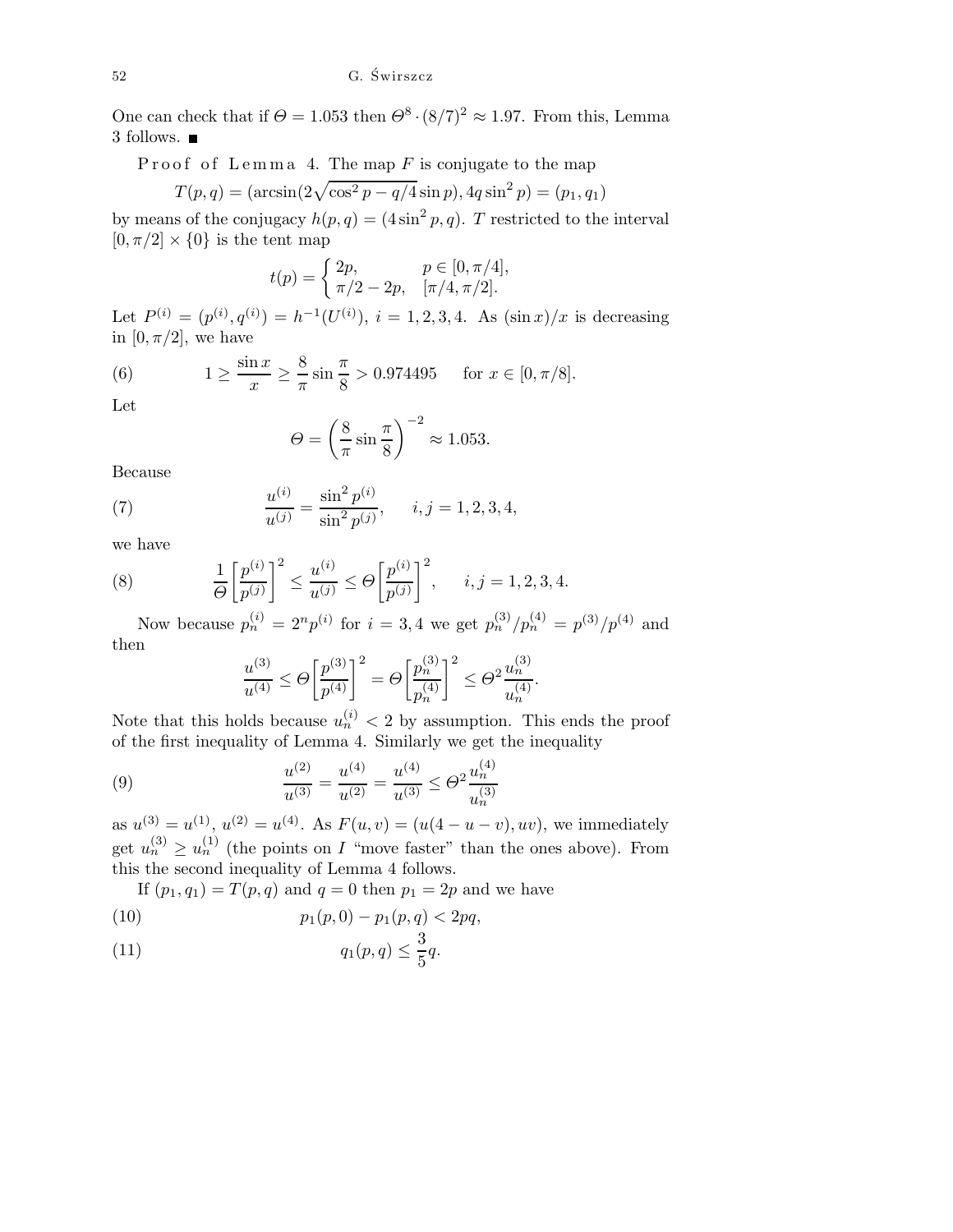One can check that if $\Theta = 1.053$ then $\Theta^8 \cdot (8/7)^2 \approx 1.97$. From this, Lemma 3 follows. ■

Proof of Lemma 4. The map $F$ is conjugate to the map

$$T(p,q) = (\arcsin(2\sqrt{\cos^2 p - q/4}\sin p), 4q\sin^2 p) = (p_1, q_1)$$

by means of the conjugacy $h(p,q) = (4\sin^2 p, q)$. $T$ restricted to the interval $[0, \pi/2] \times \{0\}$ is the tent map

$$t(p) = \begin{cases} 2p, & p \in [0, \pi/4], \\ \pi/2 - 2p, & [\pi/4, \pi/2]. \end{cases}$$

Let $P^{(i)} = (p^{(i)}, q^{(i)}) = h^{-1}(U^{(i)})$, $i = 1,2,3,4$. As $(\sin x)/x$ is decreasing in $[0, \pi/2]$, we have

$$1 \geq \frac{\sin x}{x} \geq \frac{8}{\pi}\sin\frac{\pi}{8} > 0.974495 \quad \text{for } x \in [0, \pi/8]. \tag{6}$$

Let

$$\Theta = \left(\frac{8}{\pi}\sin\frac{\pi}{8}\right)^{-2} \approx 1.053.$$

Because

$$\frac{u^{(i)}}{u^{(j)}} = \frac{\sin^2 p^{(i)}}{\sin^2 p^{(j)}}, \qquad i,j = 1,2,3,4, \tag{7}$$

we have

$$\frac{1}{\Theta}\left[\frac{p^{(i)}}{p^{(j)}}\right]^2 \leq \frac{u^{(i)}}{u^{(j)}} \leq \Theta\left[\frac{p^{(i)}}{p^{(j)}}\right]^2, \qquad i,j = 1,2,3,4. \tag{8}$$

Now because $p_n^{(i)} = 2^n p^{(i)}$ for $i = 3,4$ we get $p_n^{(3)}/p_n^{(4)} = p^{(3)}/p^{(4)}$ and then

$$\frac{u^{(3)}}{u^{(4)}} \leq \Theta\left[\frac{p^{(3)}}{p^{(4)}}\right]^2 = \Theta\left[\frac{p_n^{(3)}}{p_n^{(4)}}\right]^2 \leq \Theta^2\frac{u_n^{(3)}}{u_n^{(4)}}.$$

Note that this holds because $u_n^{(i)} < 2$ by assumption. This ends the proof of the first inequality of Lemma 4. Similarly we get the inequality

$$\frac{u^{(2)}}{u^{(3)}} = \frac{u^{(4)}}{u^{(2)}} = \frac{u^{(4)}}{u^{(3)}} \leq \Theta^2\frac{u_n^{(4)}}{u_n^{(3)}} \tag{9}$$

as $u^{(3)} = u^{(1)}$, $u^{(2)} = u^{(4)}$. As $F(u,v) = (u(4-u-v), uv)$, we immediately get $u_n^{(3)} \geq u_n^{(1)}$ (the points on $I$ "move faster" than the ones above). From this the second inequality of Lemma 4 follows.

If $(p_1, q_1) = T(p,q)$ and $q = 0$ then $p_1 = 2p$ and we have

$$p_1(p,0) - p_1(p,q) < 2pq, \tag{10}$$

$$q_1(p,q) \leq \frac{3}{5}q. \tag{11}$$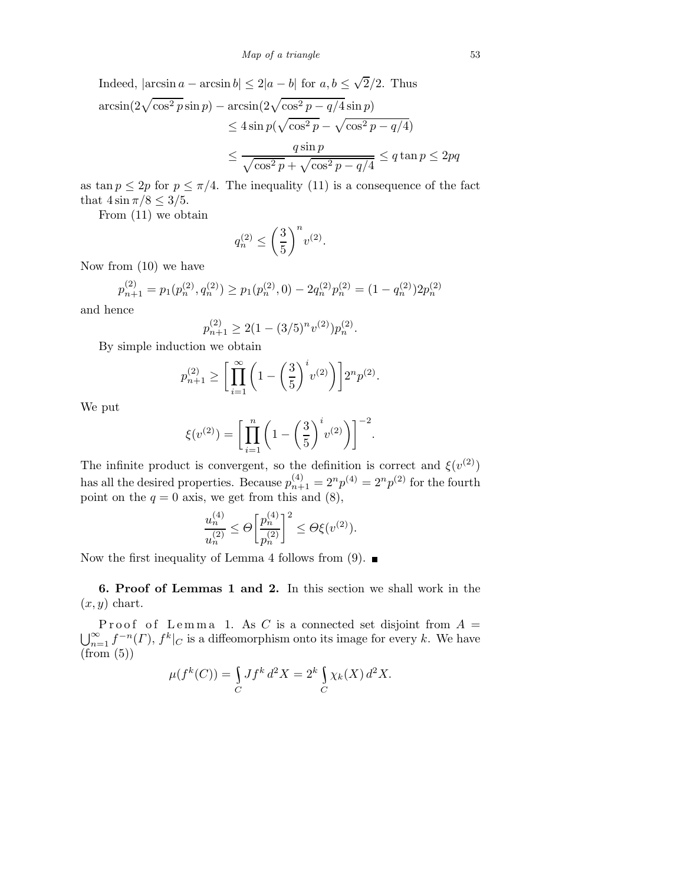Indeed, $|\arcsin a - \arcsin b| \le 2|a-b|$ for $a, b \le \sqrt{2}/2$. Thus

$$\begin{aligned}
\arcsin(2\sqrt{\cos^2 p}\sin p) &- \arcsin(2\sqrt{\cos^2 p - q/4}\sin p) \\
&\le 4\sin p(\sqrt{\cos^2 p} - \sqrt{\cos^2 p - q/4}) \\
&\le \frac{q\sin p}{\sqrt{\cos^2 p} + \sqrt{\cos^2 p - q/4}} \le q\tan p \le 2pq
\end{aligned}$$

as $\tan p \le 2p$ for $p \le \pi/4$. The inequality (11) is a consequence of the fact that $4\sin\pi/8 \le 3/5$.

From (11) we obtain

$$q_n^{(2)} \le \left(\frac{3}{5}\right)^n v^{(2)}.$$

Now from (10) we have

$$p_{n+1}^{(2)} = p_1(p_n^{(2)}, q_n^{(2)}) \ge p_1(p_n^{(2)}, 0) - 2q_n^{(2)}p_n^{(2)} = (1 - q_n^{(2)})2p_n^{(2)}$$

and hence

$$p_{n+1}^{(2)} \ge 2(1 - (3/5)^n v^{(2)})p_n^{(2)}.$$

By simple induction we obtain

$$p_{n+1}^{(2)} \ge \left[\prod_{i=1}^{\infty}\left(1 - \left(\frac{3}{5}\right)^i v^{(2)}\right)\right]2^n p^{(2)}.$$

We put

$$\xi(v^{(2)}) = \left[\prod_{i=1}^{n}\left(1 - \left(\frac{3}{5}\right)^i v^{(2)}\right)\right]^{-2}.$$

The infinite product is convergent, so the definition is correct and $\xi(v^{(2)})$ has all the desired properties. Because $p_{n+1}^{(4)} = 2^n p^{(4)} = 2^n p^{(2)}$ for the fourth point on the $q = 0$ axis, we get from this and (8),

$$\frac{u_n^{(4)}}{u_n^{(2)}} \le \Theta\left[\frac{p_n^{(4)}}{p_n^{(2)}}\right]^2 \le \Theta\xi(v^{(2)}).$$

Now the first inequality of Lemma 4 follows from (9). ∎

**6. Proof of Lemmas 1 and 2.** In this section we shall work in the $(x, y)$ chart.

Proof of Lemma 1. As $C$ is a connected set disjoint from $A = \bigcup_{n=1}^{\infty} f^{-n}(\Gamma)$, $f^k|_C$ is a diffeomorphism onto its image for every $k$. We have (from (5))

$$\mu(f^k(C)) = \int_C Jf^k\, d^2X = 2^k \int_C \chi_k(X)\, d^2X.$$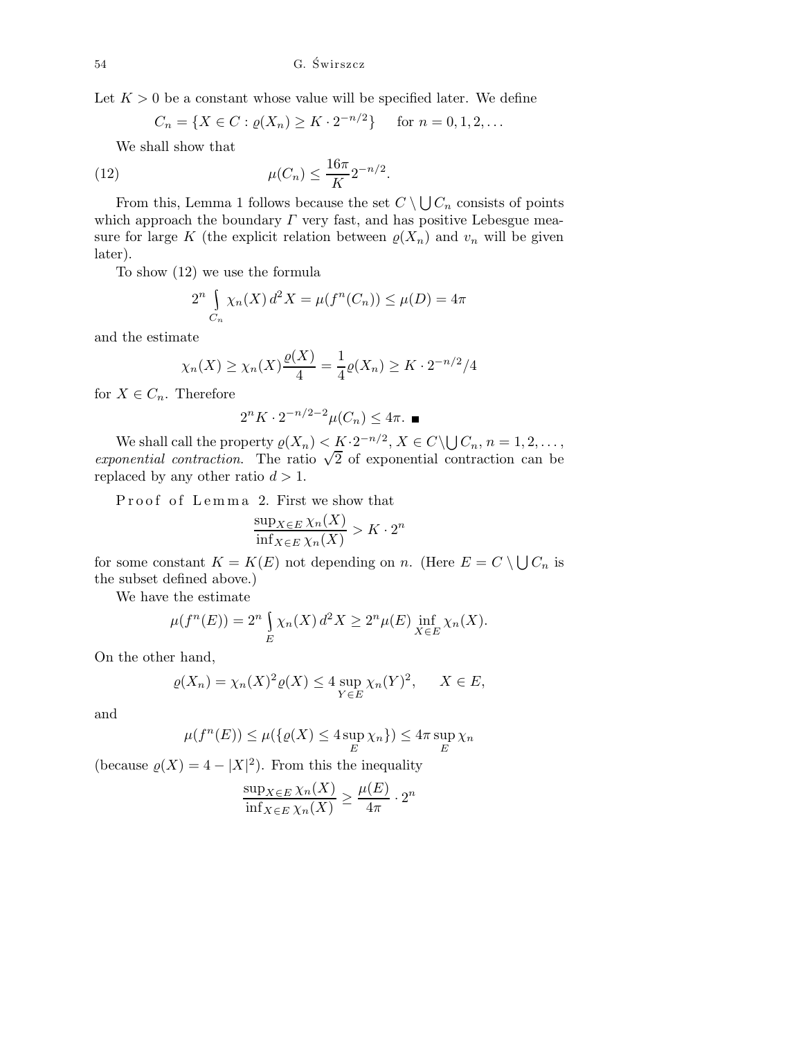Let $K > 0$ be a constant whose value will be specified later. We define

$$C_n = \{X \in C : \varrho(X_n) \geq K \cdot 2^{-n/2}\} \quad \text{for } n = 0, 1, 2, \ldots$$

We shall show that

$$\mu(C_n) \leq \frac{16\pi}{K} 2^{-n/2}. \tag{12}$$

From this, Lemma 1 follows because the set $C \setminus \bigcup C_n$ consists of points which approach the boundary $\Gamma$ very fast, and has positive Lebesgue measure for large $K$ (the explicit relation between $\varrho(X_n)$ and $v_n$ will be given later).

To show (12) we use the formula

$$2^n \int\limits_{C_n} \chi_n(X)\, d^2X = \mu(f^n(C_n)) \leq \mu(D) = 4\pi$$

and the estimate

$$\chi_n(X) \geq \chi_n(X) \frac{\varrho(X)}{4} = \frac{1}{4} \varrho(X_n) \geq K \cdot 2^{-n/2}/4$$

for $X \in C_n$. Therefore

$$2^n K \cdot 2^{-n/2-2} \mu(C_n) \leq 4\pi. \ \blacksquare$$

We shall call the property $\varrho(X_n) < K \cdot 2^{-n/2}$, $X \in C \setminus \bigcup C_n$, $n = 1, 2, \ldots$, *exponential contraction*. The ratio $\sqrt{2}$ of exponential contraction can be replaced by any other ratio $d > 1$.

Proof of Lemma 2. First we show that

$$\frac{\sup_{X \in E} \chi_n(X)}{\inf_{X \in E} \chi_n(X)} > K \cdot 2^n$$

for some constant $K = K(E)$ not depending on $n$. (Here $E = C \setminus \bigcup C_n$ is the subset defined above.)

We have the estimate

$$\mu(f^n(E)) = 2^n \int\limits_E \chi_n(X)\, d^2X \geq 2^n \mu(E) \inf_{X \in E} \chi_n(X).$$

On the other hand,

$$\varrho(X_n) = \chi_n(X)^2 \varrho(X) \leq 4 \sup_{Y \in E} \chi_n(Y)^2, \qquad X \in E,$$

and

$$\mu(f^n(E)) \leq \mu(\{\varrho(X) \leq 4 \sup_E \chi_n\}) \leq 4\pi \sup_E \chi_n$$

(because $\varrho(X) = 4 - |X|^2$). From this the inequality

$$\frac{\sup_{X \in E} \chi_n(X)}{\inf_{X \in E} \chi_n(X)} \geq \frac{\mu(E)}{4\pi} \cdot 2^n$$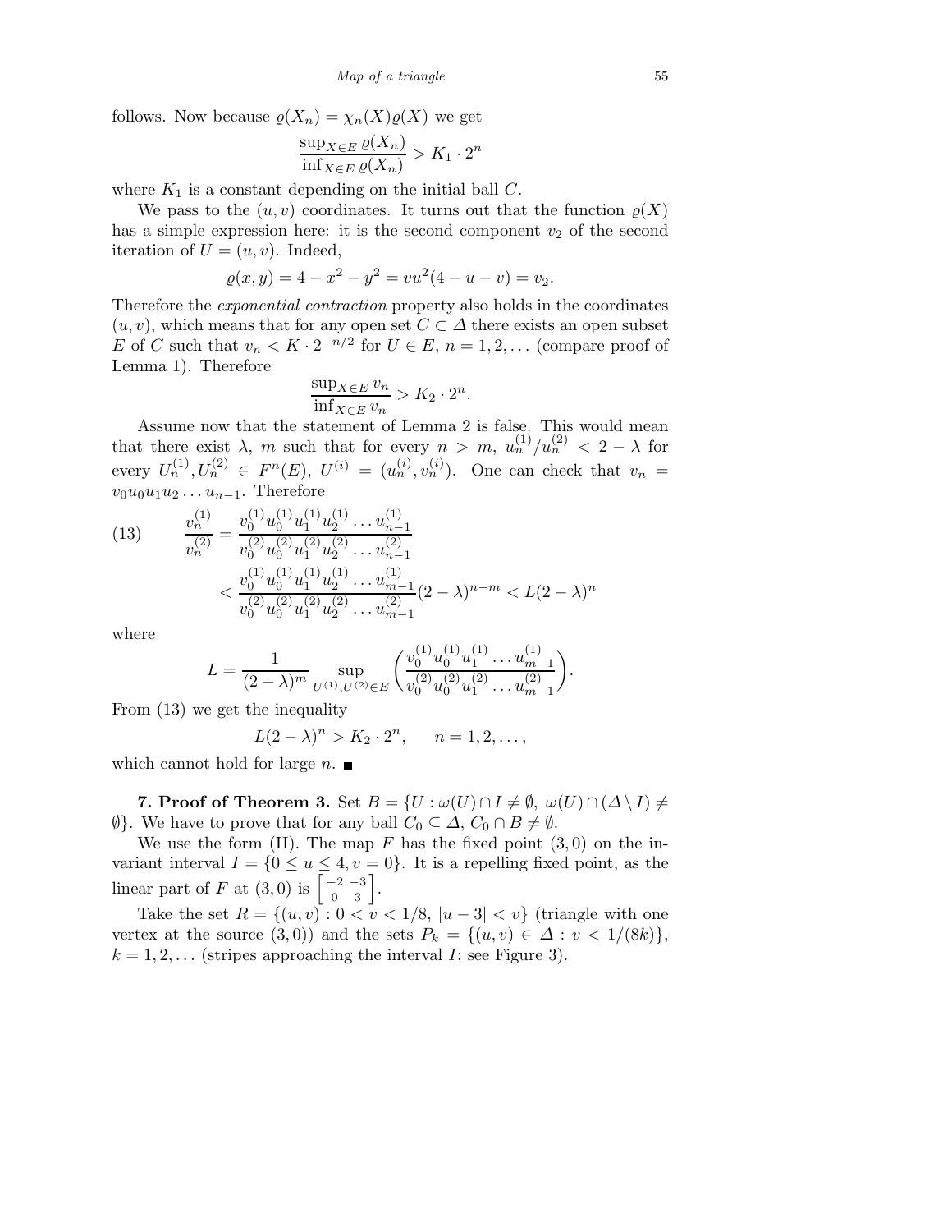follows. Now because $\varrho(X_n) = \chi_n(X)\varrho(X)$ we get

$$\frac{\sup_{X\in E}\varrho(X_n)}{\inf_{X\in E}\varrho(X_n)} > K_1\cdot 2^n$$

where $K_1$ is a constant depending on the initial ball $C$.

We pass to the $(u,v)$ coordinates. It turns out that the function $\varrho(X)$ has a simple expression here: it is the second component $v_2$ of the second iteration of $U=(u,v)$. Indeed,

$$\varrho(x,y) = 4 - x^2 - y^2 = vu^2(4-u-v) = v_2.$$

Therefore the *exponential contraction* property also holds in the coordinates $(u,v)$, which means that for any open set $C\subset \Delta$ there exists an open subset $E$ of $C$ such that $v_n < K\cdot 2^{-n/2}$ for $U\in E$, $n=1,2,\ldots$ (compare proof of Lemma 1). Therefore

$$\frac{\sup_{X\in E} v_n}{\inf_{X\in E} v_n} > K_2\cdot 2^n.$$

Assume now that the statement of Lemma 2 is false. This would mean that there exist $\lambda$, $m$ such that for every $n>m$, $u_n^{(1)}/u_n^{(2)} < 2-\lambda$ for every $U_n^{(1)}, U_n^{(2)} \in F^n(E)$, $U^{(i)} = (u_n^{(i)}, v_n^{(i)})$. One can check that $v_n = v_0u_0u_1u_2\ldots u_{n-1}$. Therefore

$$\begin{aligned}
(13)\qquad \frac{v_n^{(1)}}{v_n^{(2)}} &= \frac{v_0^{(1)}u_0^{(1)}u_1^{(1)}u_2^{(1)}\ldots u_{n-1}^{(1)}}{v_0^{(2)}u_0^{(2)}u_1^{(2)}u_2^{(2)}\ldots u_{n-1}^{(2)}}\\
&< \frac{v_0^{(1)}u_0^{(1)}u_1^{(1)}u_2^{(1)}\ldots u_{m-1}^{(1)}}{v_0^{(2)}u_0^{(2)}u_1^{(2)}u_2^{(2)}\ldots u_{m-1}^{(2)}}(2-\lambda)^{n-m} < L(2-\lambda)^n
\end{aligned}$$

where

$$L = \frac{1}{(2-\lambda)^m}\sup_{U^{(1)},U^{(2)}\in E}\left(\frac{v_0^{(1)}u_0^{(1)}u_1^{(1)}\ldots u_{m-1}^{(1)}}{v_0^{(2)}u_0^{(2)}u_1^{(2)}\ldots u_{m-1}^{(2)}}\right).$$

From (13) we get the inequality

$$L(2-\lambda)^n > K_2\cdot 2^n,\qquad n=1,2,\ldots,$$

which cannot hold for large $n$. ∎

**7. Proof of Theorem 3.** Set $B = \{U : \omega(U)\cap I \neq \emptyset,\ \omega(U)\cap(\Delta\setminus I)\neq\emptyset\}$. We have to prove that for any ball $C_0\subseteq \Delta$, $C_0\cap B\neq\emptyset$.

We use the form (II). The map $F$ has the fixed point $(3,0)$ on the invariant interval $I=\{0\le u\le 4, v=0\}$. It is a repelling fixed point, as the linear part of $F$ at $(3,0)$ is $\begin{bmatrix} -2 & -3\\ 0 & 3\end{bmatrix}$.

Take the set $R=\{(u,v) : 0<v<1/8,\ |u-3|<v\}$ (triangle with one vertex at the source $(3,0)$) and the sets $P_k = \{(u,v)\in\Delta : v < 1/(8k)\}$, $k=1,2,\ldots$ (stripes approaching the interval $I$; see Figure 3).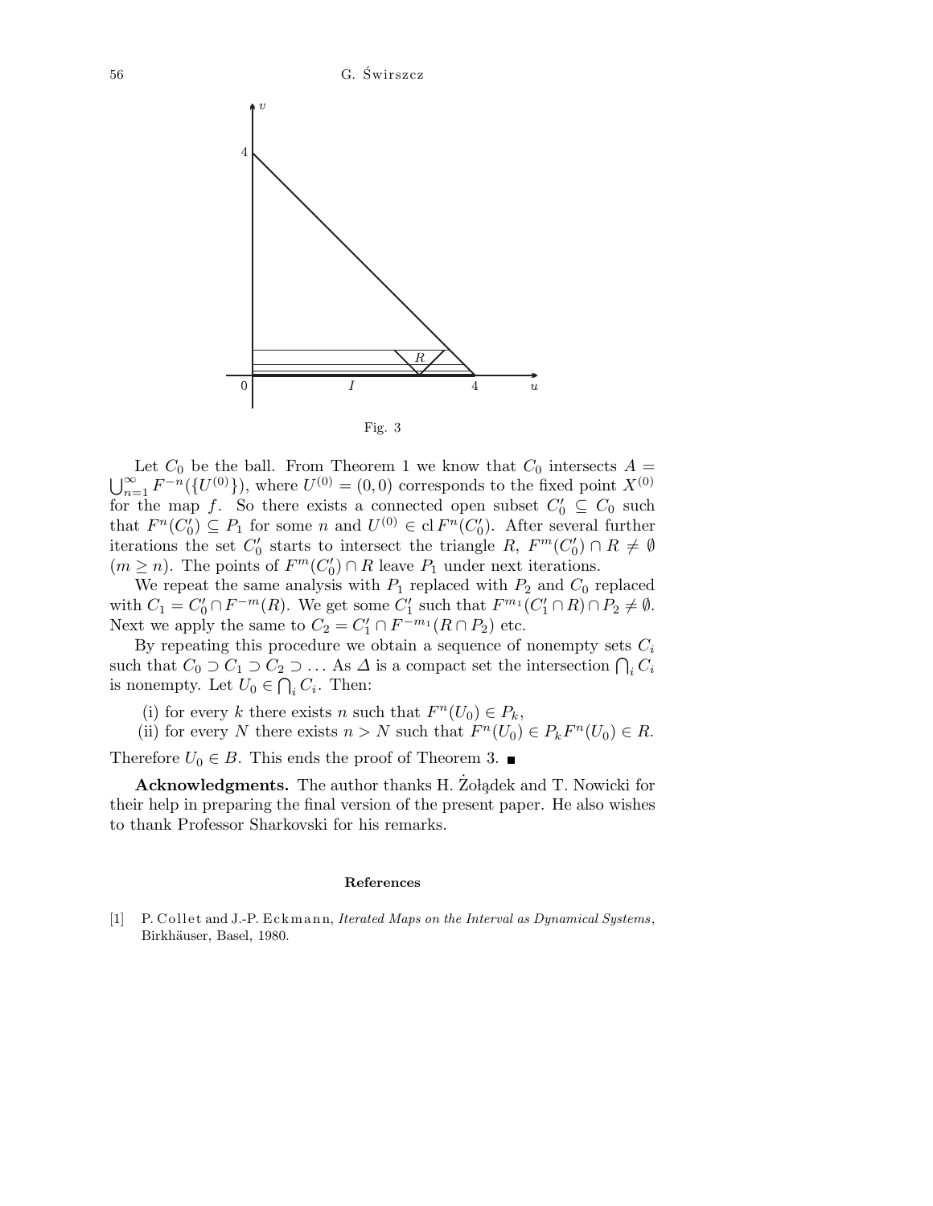Fig. 3

Let $C_0$ be the ball. From Theorem 1 we know that $C_0$ intersects $A = \bigcup_{n=1}^{\infty} F^{-n}(\{U^{(0)}\})$, where $U^{(0)} = (0,0)$ corresponds to the fixed point $X^{(0)}$ for the map $f$. So there exists a connected open subset $C_0' \subseteq C_0$ such that $F^n(C_0') \subseteq P_1$ for some $n$ and $U^{(0)} \in \operatorname{cl} F^n(C_0')$. After several further iterations the set $C_0'$ starts to intersect the triangle $R$, $F^m(C_0') \cap R \neq \emptyset$ $(m \geq n)$. The points of $F^m(C_0') \cap R$ leave $P_1$ under next iterations.

We repeat the same analysis with $P_1$ replaced with $P_2$ and $C_0$ replaced with $C_1 = C_0' \cap F^{-m}(R)$. We get some $C_1'$ such that $F^{m_1}(C_1' \cap R) \cap P_2 \neq \emptyset$. Next we apply the same to $C_2 = C_1' \cap F^{-m_1}(R \cap P_2)$ etc.

By repeating this procedure we obtain a sequence of nonempty sets $C_i$ such that $C_0 \supset C_1 \supset C_2 \supset \ldots$ As $\Delta$ is a compact set the intersection $\bigcap_i C_i$ is nonempty. Let $U_0 \in \bigcap_i C_i$. Then:

(i) for every $k$ there exists $n$ such that $F^n(U_0) \in P_k$,

(ii) for every $N$ there exists $n > N$ such that $F^n(U_0) \in P_k F^n(U_0) \in R$.

Therefore $U_0 \in B$. This ends the proof of Theorem 3. ■

**Acknowledgments.** The author thanks H. Żołądek and T. Nowicki for their help in preparing the final version of the present paper. He also wishes to thank Professor Sharkovski for his remarks.

### References

[1] P. Collet and J.-P. Eckmann, *Iterated Maps on the Interval as Dynamical Systems*, Birkhäuser, Basel, 1980.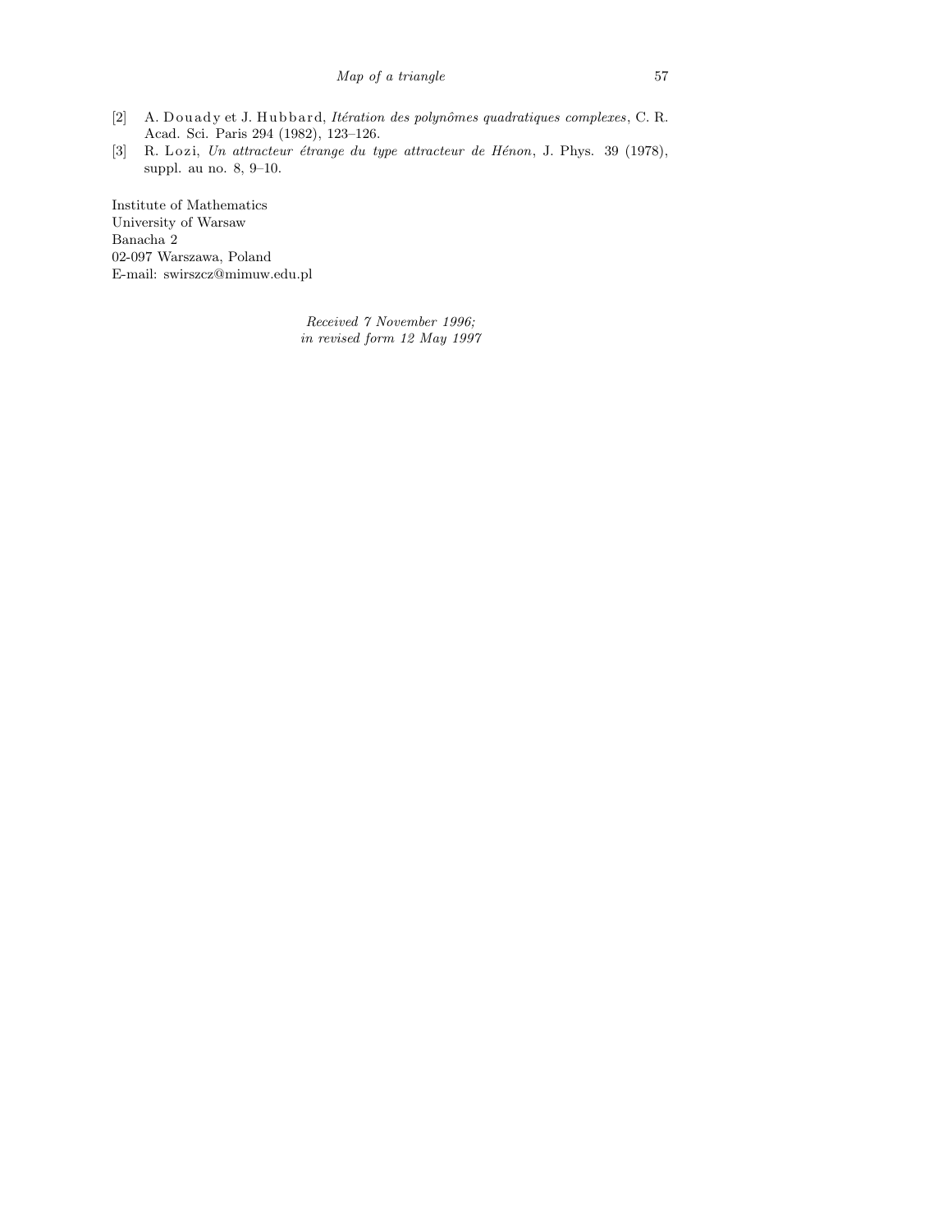[2] A. Douady et J. Hubbard, *Itération des polynômes quadratiques complexes*, C. R. Acad. Sci. Paris 294 (1982), 123–126.

[3] R. Lozi, *Un attracteur étrange du type attracteur de Hénon*, J. Phys. 39 (1978), suppl. au no. 8, 9–10.

Institute of Mathematics
University of Warsaw
Banacha 2
02-097 Warszawa, Poland
E-mail: swirszcz@mimuw.edu.pl

*Received 7 November 1996;*
*in revised form 12 May 1997*